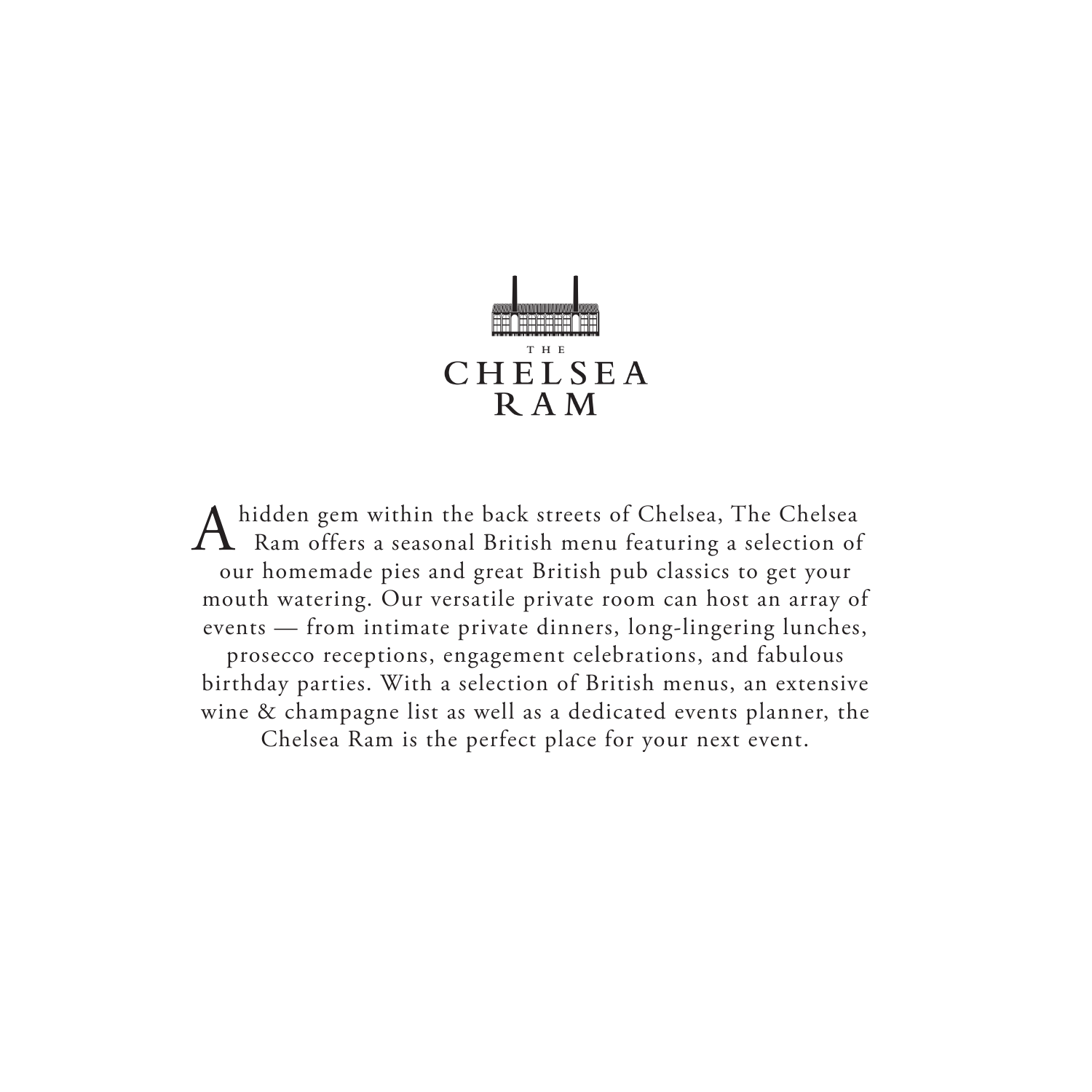THE

# CHELSEA RAM

A hidden gem within the back streets of Chelsea, The Chelsea Ram offers a seasonal British menu featuring a selection of our homemade pies and great British pub classics to get your mouth watering. Our versatile private room can host an array of events — from intimate private dinners, long-lingering lunches, prosecco receptions, engagement celebrations, and fabulous birthday parties. With a selection of British menus, an extensive wine & champagne list as well as a dedicated events planner, the Chelsea Ram is the perfect place for your next event.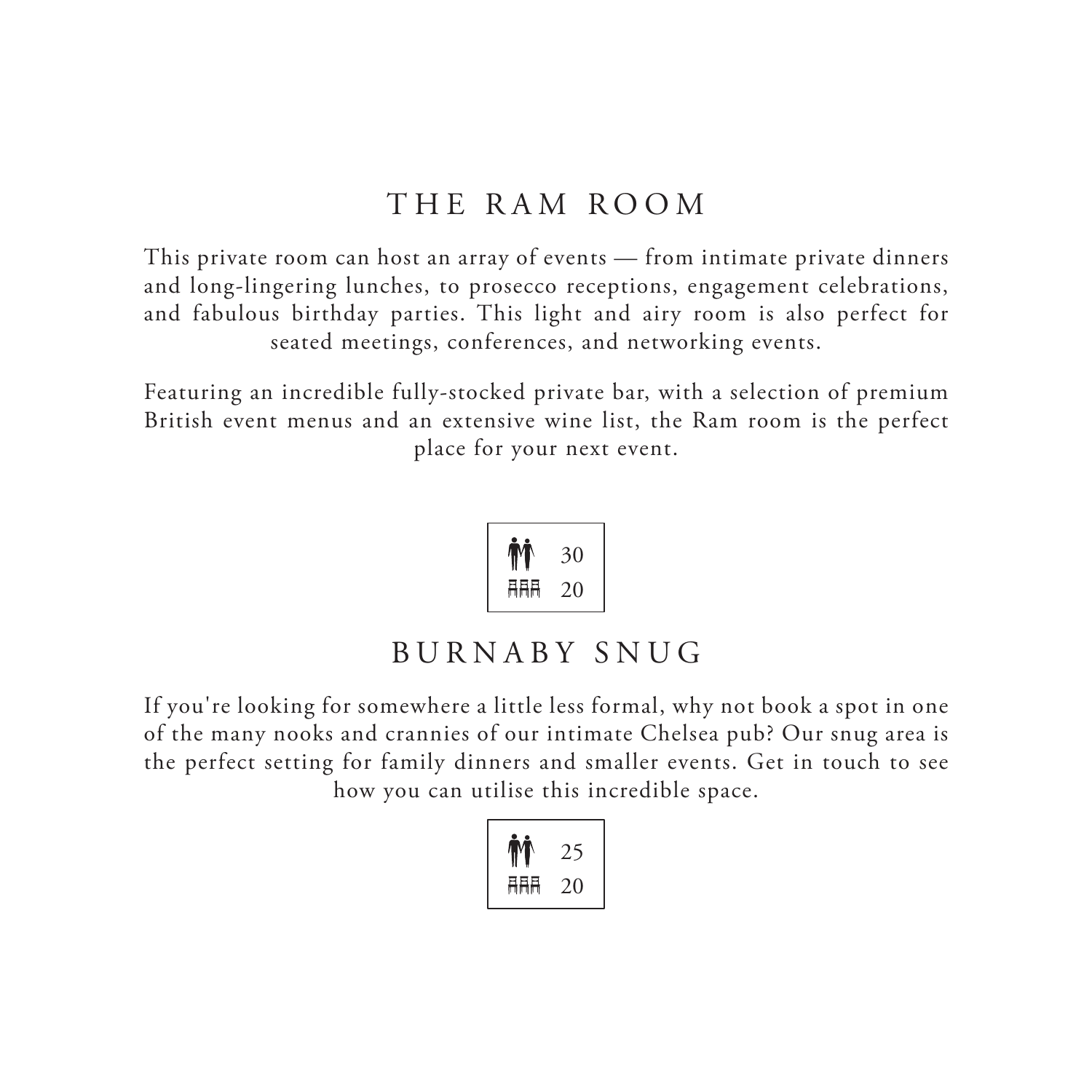## THE RAM ROOM

This private room can host an array of events — from intimate private dinners and long-lingering lunches, to prosecco receptions, engagement celebrations, and fabulous birthday parties. This light and airy room is also perfect for seated meetings, conferences, and networking events.

Featuring an incredible fully-stocked private bar, with a selection of premium British event menus and an extensive wine list, the Ram room is the perfect place for your next event.

| | |
|---|---|
| Standing | 30 |
| Seated | 20 |

## BURNABY SNUG

If you're looking for somewhere a little less formal, why not book a spot in one of the many nooks and crannies of our intimate Chelsea pub? Our snug area is the perfect setting for family dinners and smaller events. Get in touch to see how you can utilise this incredible space.

| | |
|---|---|
| Standing | 25 |
| Seated | 20 |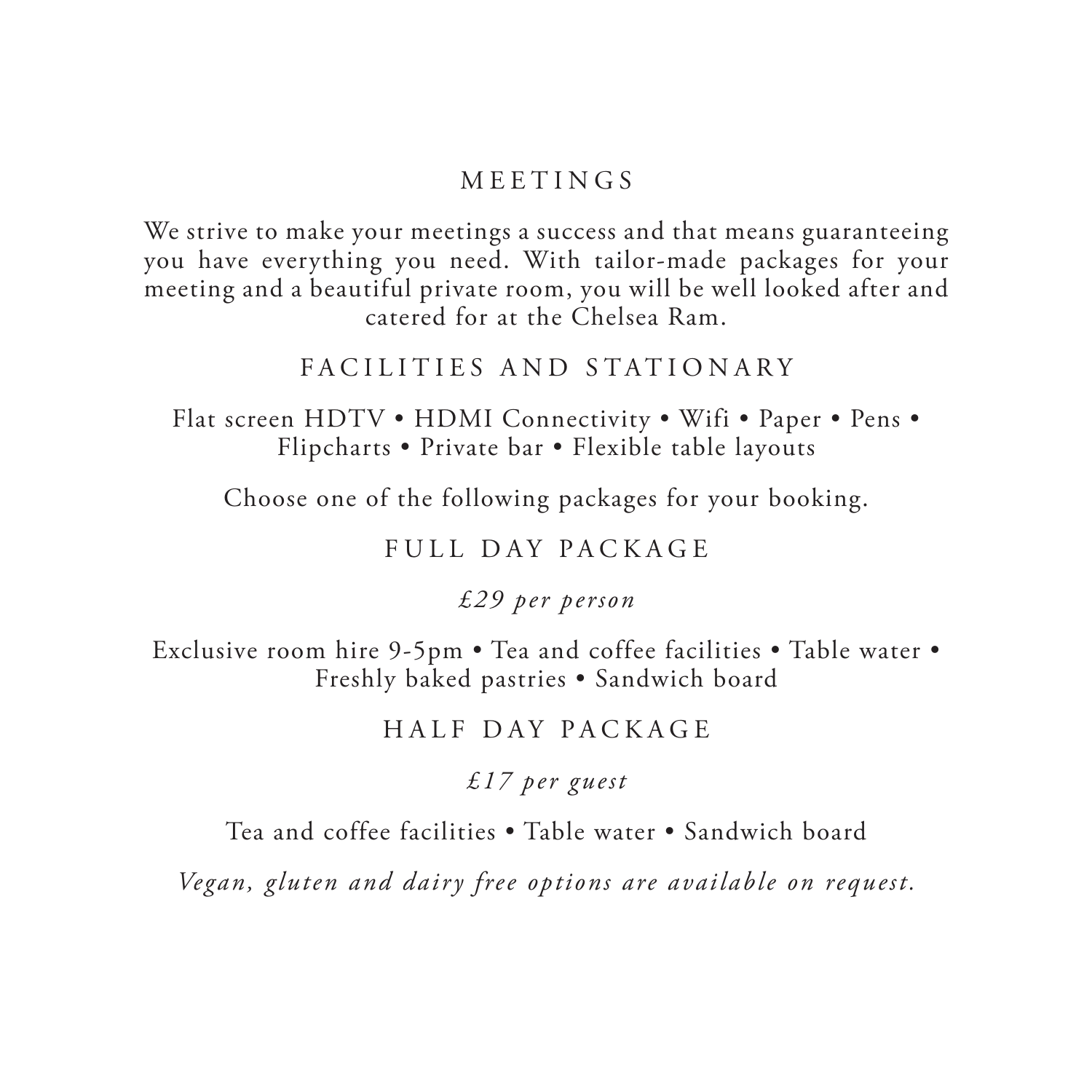## MEETINGS

We strive to make your meetings a success and that means guaranteeing you have everything you need. With tailor-made packages for your meeting and a beautiful private room, you will be well looked after and catered for at the Chelsea Ram.

## FACILITIES AND STATIONARY

Flat screen HDTV • HDMI Connectivity • Wifi • Paper • Pens • Flipcharts • Private bar • Flexible table layouts

Choose one of the following packages for your booking.

## FULL DAY PACKAGE

*£29 per person*

Exclusive room hire 9-5pm • Tea and coffee facilities • Table water • Freshly baked pastries • Sandwich board

## HALF DAY PACKAGE

*£17 per guest*

Tea and coffee facilities • Table water • Sandwich board

*Vegan, gluten and dairy free options are available on request.*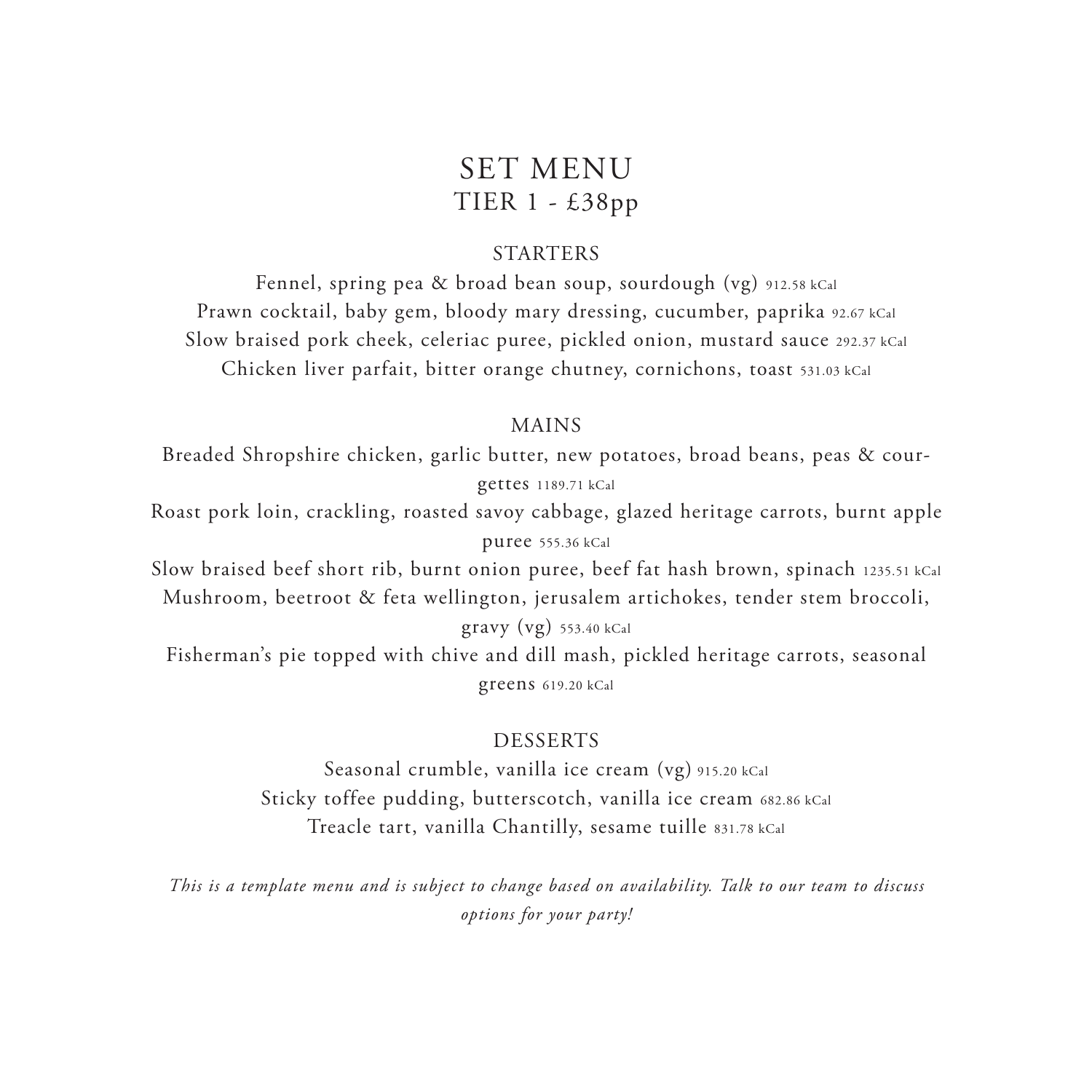# SET MENU
## TIER 1 - £38pp

### STARTERS

Fennel, spring pea & broad bean soup, sourdough (vg) 912.58 kCal

Prawn cocktail, baby gem, bloody mary dressing, cucumber, paprika 92.67 kCal

Slow braised pork cheek, celeriac puree, pickled onion, mustard sauce 292.37 kCal

Chicken liver parfait, bitter orange chutney, cornichons, toast 531.03 kCal

### MAINS

Breaded Shropshire chicken, garlic butter, new potatoes, broad beans, peas & courgettes 1189.71 kCal

Roast pork loin, crackling, roasted savoy cabbage, glazed heritage carrots, burnt apple puree 555.36 kCal

Slow braised beef short rib, burnt onion puree, beef fat hash brown, spinach 1235.51 kCal

Mushroom, beetroot & feta wellington, jerusalem artichokes, tender stem broccoli, gravy (vg) 553.40 kCal

Fisherman's pie topped with chive and dill mash, pickled heritage carrots, seasonal greens 619.20 kCal

### DESSERTS

Seasonal crumble, vanilla ice cream (vg) 915.20 kCal

Sticky toffee pudding, butterscotch, vanilla ice cream 682.86 kCal

Treacle tart, vanilla Chantilly, sesame tuille 831.78 kCal

*This is a template menu and is subject to change based on availability. Talk to our team to discuss options for your party!*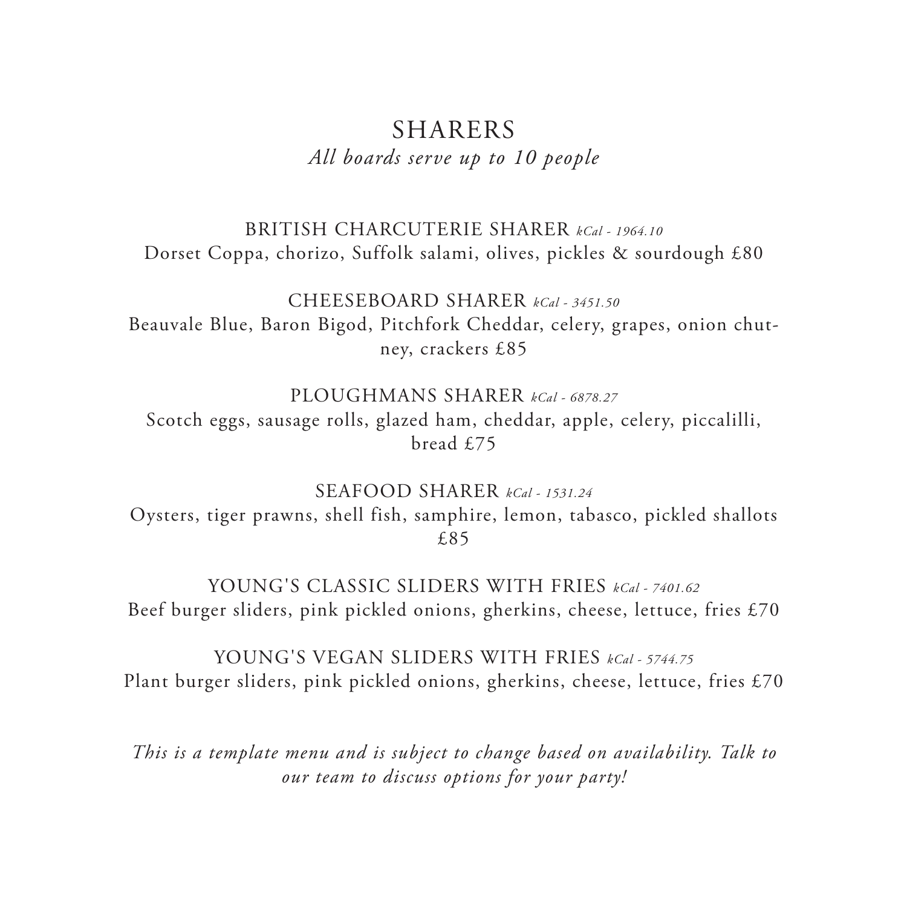# SHARERS

*All boards serve up to 10 people*

BRITISH CHARCUTERIE SHARER *kCal - 1964.10*
Dorset Coppa, chorizo, Suffolk salami, olives, pickles & sourdough £80

CHEESEBOARD SHARER *kCal - 3451.50*
Beauvale Blue, Baron Bigod, Pitchfork Cheddar, celery, grapes, onion chutney, crackers £85

PLOUGHMANS SHARER *kCal - 6878.27*
Scotch eggs, sausage rolls, glazed ham, cheddar, apple, celery, piccalilli, bread £75

SEAFOOD SHARER *kCal - 1531.24*
Oysters, tiger prawns, shell fish, samphire, lemon, tabasco, pickled shallots £85

YOUNG'S CLASSIC SLIDERS WITH FRIES *kCal - 7401.62*
Beef burger sliders, pink pickled onions, gherkins, cheese, lettuce, fries £70

YOUNG'S VEGAN SLIDERS WITH FRIES *kCal - 5744.75*
Plant burger sliders, pink pickled onions, gherkins, cheese, lettuce, fries £70

*This is a template menu and is subject to change based on availability. Talk to our team to discuss options for your party!*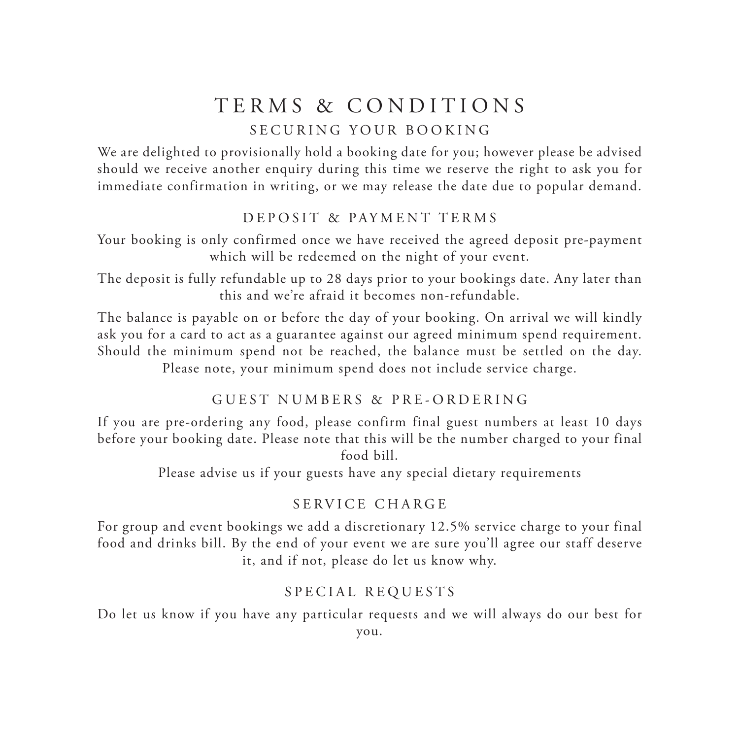# TERMS & CONDITIONS

## SECURING YOUR BOOKING

We are delighted to provisionally hold a booking date for you; however please be advised should we receive another enquiry during this time we reserve the right to ask you for immediate confirmation in writing, or we may release the date due to popular demand.

## DEPOSIT & PAYMENT TERMS

Your booking is only confirmed once we have received the agreed deposit pre-payment which will be redeemed on the night of your event.

The deposit is fully refundable up to 28 days prior to your bookings date. Any later than this and we're afraid it becomes non-refundable.

The balance is payable on or before the day of your booking. On arrival we will kindly ask you for a card to act as a guarantee against our agreed minimum spend requirement. Should the minimum spend not be reached, the balance must be settled on the day. Please note, your minimum spend does not include service charge.

## GUEST NUMBERS & PRE-ORDERING

If you are pre-ordering any food, please confirm final guest numbers at least 10 days before your booking date. Please note that this will be the number charged to your final food bill.

Please advise us if your guests have any special dietary requirements

## SERVICE CHARGE

For group and event bookings we add a discretionary 12.5% service charge to your final food and drinks bill. By the end of your event we are sure you'll agree our staff deserve it, and if not, please do let us know why.

## SPECIAL REQUESTS

Do let us know if you have any particular requests and we will always do our best for you.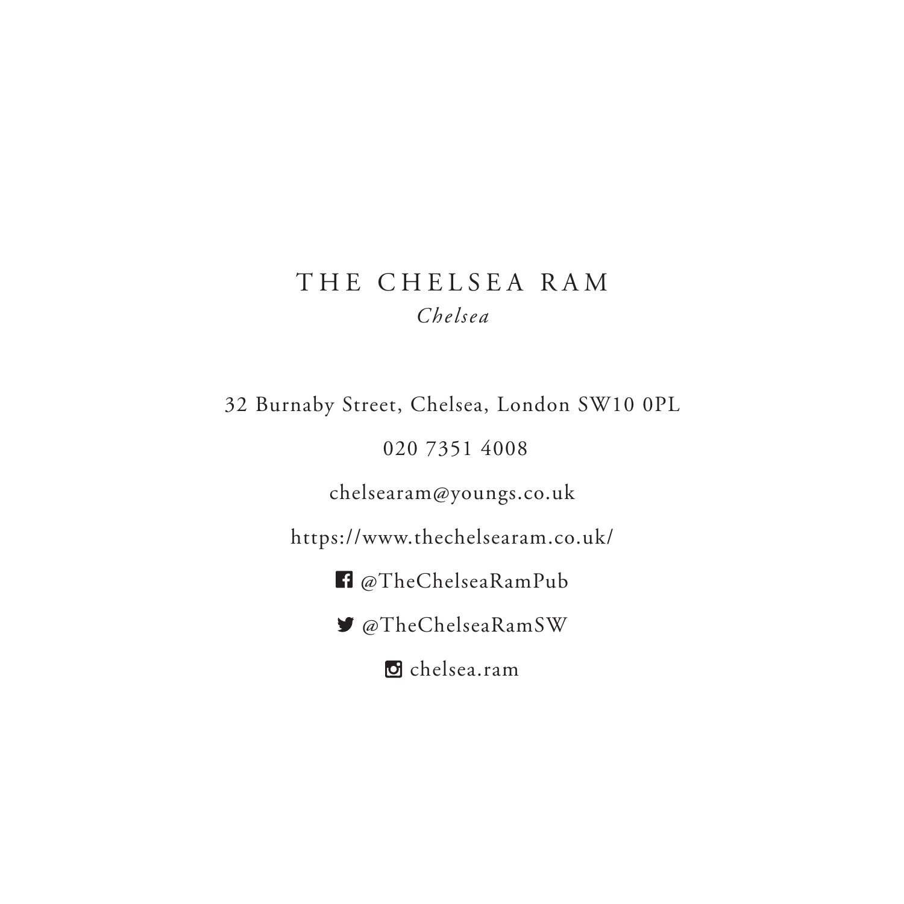# THE CHELSEA RAM

*Chelsea*

32 Burnaby Street, Chelsea, London SW10 0PL

020 7351 4008

chelsearam@youngs.co.uk

https://www.thechelsearam.co.uk/

@TheChelseaRamPub

@TheChelseaRamSW

chelsea.ram